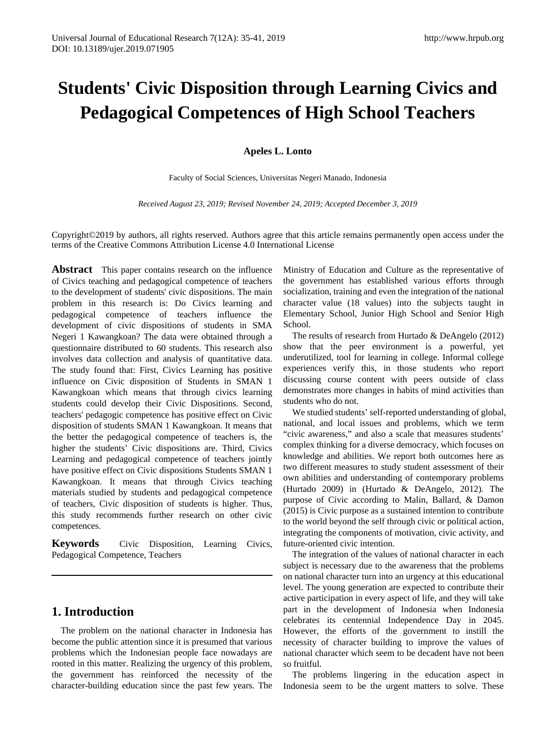# Students' Civic Disposition through Learning Civics and Pedagogical Competences of High School Teachers

**Apeles L. Lonto**

Faculty of Social Sciences, Universitas Negeri Manado, Indonesia

*Received August 23, 2019; Revised November 24, 2019; Accepted December 3, 2019*

Copyright©2019 by authors, all rights reserved. Authors agree that this article remains permanently open access under the terms of the Creative Commons Attribution License 4.0 International License

**Abstract** This paper contains research on the influence of Civics teaching and pedagogical competence of teachers to the development of students' civic dispositions. The main problem in this research is: Do Civics learning and pedagogical competence of teachers influence the development of civic dispositions of students in SMA Negeri 1 Kawangkoan? The data were obtained through a questionnaire distributed to 60 students. This research also involves data collection and analysis of quantitative data. The study found that: First, Civics Learning has positive influence on Civic disposition of Students in SMAN 1 Kawangkoan which means that through civics learning students could develop their Civic Dispositions. Second, teachers' pedagogic competence has positive effect on Civic disposition of students SMAN 1 Kawangkoan. It means that the better the pedagogical competence of teachers is, the higher the students' Civic dispositions are. Third, Civics Learning and pedagogical competence of teachers jointly have positive effect on Civic dispositions Students SMAN 1 Kawangkoan. It means that through Civics teaching materials studied by students and pedagogical competence of teachers, Civic disposition of students is higher. Thus, this study recommends further research on other civic competences.

**Keywords** Civic Disposition, Learning Civics, Pedagogical Competence, Teachers

## 1. Introduction

The problem on the national character in Indonesia has become the public attention since it is presumed that various problems which the Indonesian people face nowadays are rooted in this matter. Realizing the urgency of this problem, the government has reinforced the necessity of the character-building education since the past few years. The Ministry of Education and Culture as the representative of the government has established various efforts through socialization, training and even the integration of the national character value (18 values) into the subjects taught in Elementary School, Junior High School and Senior High School.

The results of research from Hurtado & DeAngelo (2012) show that the peer environment is a powerful, yet underutilized, tool for learning in college. Informal college experiences verify this, in those students who report discussing course content with peers outside of class demonstrates more changes in habits of mind activities than students who do not.

We studied students' self-reported understanding of global, national, and local issues and problems, which we term "civic awareness," and also a scale that measures students' complex thinking for a diverse democracy, which focuses on knowledge and abilities. We report both outcomes here as two different measures to study student assessment of their own abilities and understanding of contemporary problems (Hurtado 2009) in (Hurtado & DeAngelo, 2012). The purpose of Civic according to Malin, Ballard, & Damon (2015) is Civic purpose as a sustained intention to contribute to the world beyond the self through civic or political action, integrating the components of motivation, civic activity, and future-oriented civic intention.

The integration of the values of national character in each subject is necessary due to the awareness that the problems on national character turn into an urgency at this educational level. The young generation are expected to contribute their active participation in every aspect of life, and they will take part in the development of Indonesia when Indonesia celebrates its centennial Independence Day in 2045. However, the efforts of the government to instill the necessity of character building to improve the values of national character which seem to be decadent have not been so fruitful.

The problems lingering in the education aspect in Indonesia seem to be the urgent matters to solve. These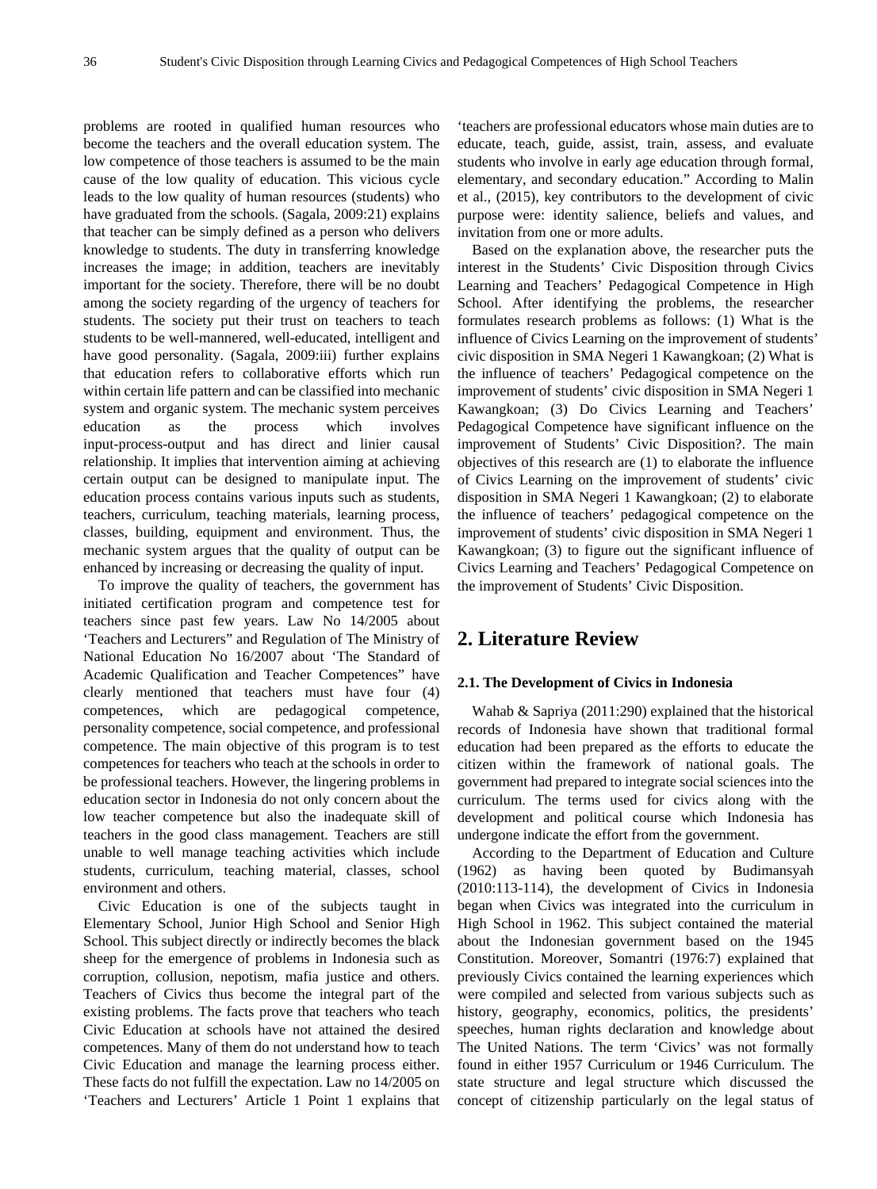problems are rooted in qualified human resources who become the teachers and the overall education system. The low competence of those teachers is assumed to be the main cause of the low quality of education. This vicious cycle leads to the low quality of human resources (students) who have graduated from the schools. (Sagala, 2009:21) explains that teacher can be simply defined as a person who delivers knowledge to students. The duty in transferring knowledge increases the image; in addition, teachers are inevitably important for the society. Therefore, there will be no doubt among the society regarding of the urgency of teachers for students. The society put their trust on teachers to teach students to be well-mannered, well-educated, intelligent and have good personality. (Sagala, 2009:iii) further explains that education refers to collaborative efforts which run within certain life pattern and can be classified into mechanic system and organic system. The mechanic system perceives education as the process which involves input-process-output and has direct and linier causal relationship. It implies that intervention aiming at achieving certain output can be designed to manipulate input. The education process contains various inputs such as students, teachers, curriculum, teaching materials, learning process, classes, building, equipment and environment. Thus, the mechanic system argues that the quality of output can be enhanced by increasing or decreasing the quality of input.

To improve the quality of teachers, the government has initiated certification program and competence test for teachers since past few years. Law No 14/2005 about 'Teachers and Lecturers" and Regulation of The Ministry of National Education No 16/2007 about 'The Standard of Academic Qualification and Teacher Competences" have clearly mentioned that teachers must have four (4) competences, which are pedagogical competence, personality competence, social competence, and professional competence. The main objective of this program is to test competences for teachers who teach at the schools in order to be professional teachers. However, the lingering problems in education sector in Indonesia do not only concern about the low teacher competence but also the inadequate skill of teachers in the good class management. Teachers are still unable to well manage teaching activities which include students, curriculum, teaching material, classes, school environment and others.

Civic Education is one of the subjects taught in Elementary School, Junior High School and Senior High School. This subject directly or indirectly becomes the black sheep for the emergence of problems in Indonesia such as corruption, collusion, nepotism, mafia justice and others. Teachers of Civics thus become the integral part of the existing problems. The facts prove that teachers who teach Civic Education at schools have not attained the desired competences. Many of them do not understand how to teach Civic Education and manage the learning process either. These facts do not fulfill the expectation. Law no 14/2005 on 'Teachers and Lecturers' Article 1 Point 1 explains that 'teachers are professional educators whose main duties are to educate, teach, guide, assist, train, assess, and evaluate students who involve in early age education through formal, elementary, and secondary education." According to Malin et al., (2015), key contributors to the development of civic purpose were: identity salience, beliefs and values, and invitation from one or more adults.

Based on the explanation above, the researcher puts the interest in the Students' Civic Disposition through Civics Learning and Teachers' Pedagogical Competence in High School. After identifying the problems, the researcher formulates research problems as follows: (1) What is the influence of Civics Learning on the improvement of students' civic disposition in SMA Negeri 1 Kawangkoan; (2) What is the influence of teachers' Pedagogical competence on the improvement of students' civic disposition in SMA Negeri 1 Kawangkoan; (3) Do Civics Learning and Teachers' Pedagogical Competence have significant influence on the improvement of Students' Civic Disposition?. The main objectives of this research are (1) to elaborate the influence of Civics Learning on the improvement of students' civic disposition in SMA Negeri 1 Kawangkoan; (2) to elaborate the influence of teachers' pedagogical competence on the improvement of students' civic disposition in SMA Negeri 1 Kawangkoan; (3) to figure out the significant influence of Civics Learning and Teachers' Pedagogical Competence on the improvement of Students' Civic Disposition.

## 2. Literature Review

### 2.1. The Development of Civics in Indonesia

Wahab & Sapriya (2011:290) explained that the historical records of Indonesia have shown that traditional formal education had been prepared as the efforts to educate the citizen within the framework of national goals. The government had prepared to integrate social sciences into the curriculum. The terms used for civics along with the development and political course which Indonesia has undergone indicate the effort from the government.

According to the Department of Education and Culture (1962) as having been quoted by Budimansyah (2010:113-114), the development of Civics in Indonesia began when Civics was integrated into the curriculum in High School in 1962. This subject contained the material about the Indonesian government based on the 1945 Constitution. Moreover, Somantri (1976:7) explained that previously Civics contained the learning experiences which were compiled and selected from various subjects such as history, geography, economics, politics, the presidents' speeches, human rights declaration and knowledge about The United Nations. The term 'Civics' was not formally found in either 1957 Curriculum or 1946 Curriculum. The state structure and legal structure which discussed the concept of citizenship particularly on the legal status of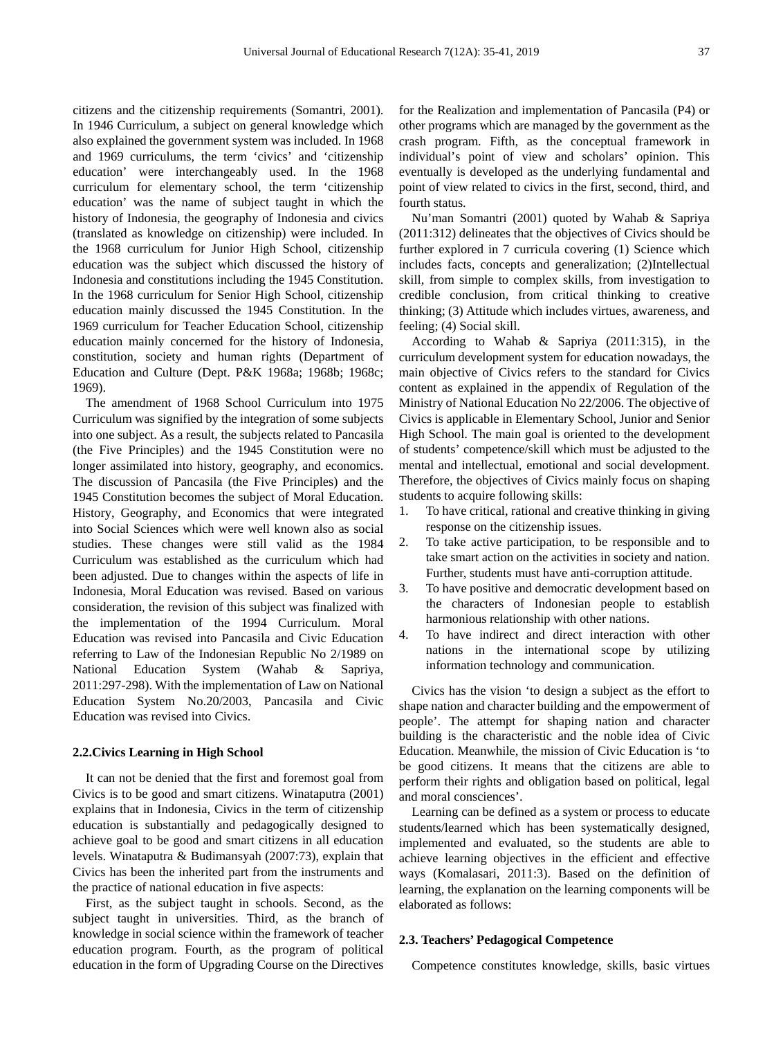citizens and the citizenship requirements (Somantri, 2001). In 1946 Curriculum, a subject on general knowledge which also explained the government system was included. In 1968 and 1969 curriculums, the term 'civics' and 'citizenship education' were interchangeably used. In the 1968 curriculum for elementary school, the term 'citizenship education' was the name of subject taught in which the history of Indonesia, the geography of Indonesia and civics (translated as knowledge on citizenship) were included. In the 1968 curriculum for Junior High School, citizenship education was the subject which discussed the history of Indonesia and constitutions including the 1945 Constitution. In the 1968 curriculum for Senior High School, citizenship education mainly discussed the 1945 Constitution. In the 1969 curriculum for Teacher Education School, citizenship education mainly concerned for the history of Indonesia, constitution, society and human rights (Department of Education and Culture (Dept. P&K 1968a; 1968b; 1968c; 1969).

The amendment of 1968 School Curriculum into 1975 Curriculum was signified by the integration of some subjects into one subject. As a result, the subjects related to Pancasila (the Five Principles) and the 1945 Constitution were no longer assimilated into history, geography, and economics. The discussion of Pancasila (the Five Principles) and the 1945 Constitution becomes the subject of Moral Education. History, Geography, and Economics that were integrated into Social Sciences which were well known also as social studies. These changes were still valid as the 1984 Curriculum was established as the curriculum which had been adjusted. Due to changes within the aspects of life in Indonesia, Moral Education was revised. Based on various consideration, the revision of this subject was finalized with the implementation of the 1994 Curriculum. Moral Education was revised into Pancasila and Civic Education referring to Law of the Indonesian Republic No 2/1989 on National Education System (Wahab & Sapriya, 2011:297-298). With the implementation of Law on National Education System No.20/2003, Pancasila and Civic Education was revised into Civics.

### 2.2. Civics Learning in High School

It can not be denied that the first and foremost goal from Civics is to be good and smart citizens. Winataputra (2001) explains that in Indonesia, Civics in the term of citizenship education is substantially and pedagogically designed to achieve goal to be good and smart citizens in all education levels. Winataputra & Budimansyah (2007:73), explain that Civics has been the inherited part from the instruments and the practice of national education in five aspects:

First, as the subject taught in schools. Second, as the subject taught in universities. Third, as the branch of knowledge in social science within the framework of teacher education program. Fourth, as the program of political education in the form of Upgrading Course on the Directives for the Realization and implementation of Pancasila (P4) or other programs which are managed by the government as the crash program. Fifth, as the conceptual framework in individual's point of view and scholars' opinion. This eventually is developed as the underlying fundamental and point of view related to civics in the first, second, third, and fourth status.

Nu'man Somantri (2001) quoted by Wahab & Sapriya (2011:312) delineates that the objectives of Civics should be further explored in 7 curricula covering (1) Science which includes facts, concepts and generalization; (2)Intellectual skill, from simple to complex skills, from investigation to credible conclusion, from critical thinking to creative thinking; (3) Attitude which includes virtues, awareness, and feeling; (4) Social skill.

According to Wahab & Sapriya (2011:315), in the curriculum development system for education nowadays, the main objective of Civics refers to the standard for Civics content as explained in the appendix of Regulation of the Ministry of National Education No 22/2006. The objective of Civics is applicable in Elementary School, Junior and Senior High School. The main goal is oriented to the development of students' competence/skill which must be adjusted to the mental and intellectual, emotional and social development. Therefore, the objectives of Civics mainly focus on shaping students to acquire following skills:

1. To have critical, rational and creative thinking in giving response on the citizenship issues.
2. To take active participation, to be responsible and to take smart action on the activities in society and nation. Further, students must have anti-corruption attitude.
3. To have positive and democratic development based on the characters of Indonesian people to establish harmonious relationship with other nations.
4. To have indirect and direct interaction with other nations in the international scope by utilizing information technology and communication.

Civics has the vision 'to design a subject as the effort to shape nation and character building and the empowerment of people'. The attempt for shaping nation and character building is the characteristic and the noble idea of Civic Education. Meanwhile, the mission of Civic Education is 'to be good citizens. It means that the citizens are able to perform their rights and obligation based on political, legal and moral consciences'.

Learning can be defined as a system or process to educate students/learned which has been systematically designed, implemented and evaluated, so the students are able to achieve learning objectives in the efficient and effective ways (Komalasari, 2011:3). Based on the definition of learning, the explanation on the learning components will be elaborated as follows:

### 2.3. Teachers' Pedagogical Competence

Competence constitutes knowledge, skills, basic virtues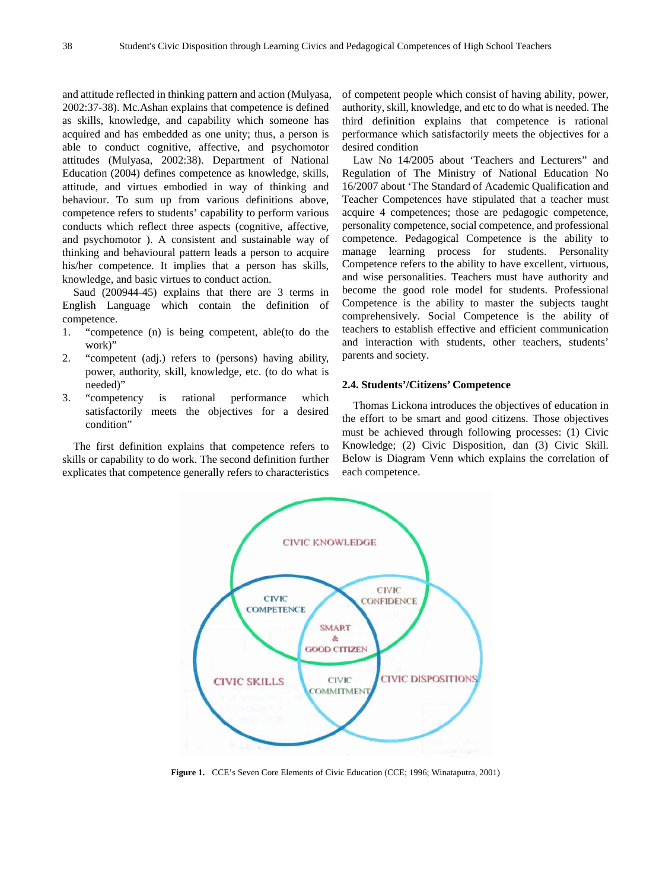and attitude reflected in thinking pattern and action (Mulyasa, 2002:37-38). Mc.Ashan explains that competence is defined as skills, knowledge, and capability which someone has acquired and has embedded as one unity; thus, a person is able to conduct cognitive, affective, and psychomotor attitudes (Mulyasa, 2002:38). Department of National Education (2004) defines competence as knowledge, skills, attitude, and virtues embodied in way of thinking and behaviour. To sum up from various definitions above, competence refers to students' capability to perform various conducts which reflect three aspects (cognitive, affective, and psychomotor ). A consistent and sustainable way of thinking and behavioural pattern leads a person to acquire his/her competence. It implies that a person has skills, knowledge, and basic virtues to conduct action.

Saud (200944-45) explains that there are 3 terms in English Language which contain the definition of competence.

1. "competence (n) is being competent, able(to do the work)"
2. "competent (adj.) refers to (persons) having ability, power, authority, skill, knowledge, etc. (to do what is needed)"
3. "competency is rational performance which satisfactorily meets the objectives for a desired condition"

The first definition explains that competence refers to skills or capability to do work. The second definition further explicates that competence generally refers to characteristics of competent people which consist of having ability, power, authority, skill, knowledge, and etc to do what is needed. The third definition explains that competence is rational performance which satisfactorily meets the objectives for a desired condition

Law No 14/2005 about 'Teachers and Lecturers" and Regulation of The Ministry of National Education No 16/2007 about 'The Standard of Academic Qualification and Teacher Competences have stipulated that a teacher must acquire 4 competences; those are pedagogic competence, personality competence, social competence, and professional competence. Pedagogical Competence is the ability to manage learning process for students. Personality Competence refers to the ability to have excellent, virtuous, and wise personalities. Teachers must have authority and become the good role model for students. Professional Competence is the ability to master the subjects taught comprehensively. Social Competence is the ability of teachers to establish effective and efficient communication and interaction with students, other teachers, students' parents and society.

### 2.4. Students'/Citizens' Competence

Thomas Lickona introduces the objectives of education in the effort to be smart and good citizens. Those objectives must be achieved through following processes: (1) Civic Knowledge; (2) Civic Disposition, dan (3) Civic Skill. Below is Diagram Venn which explains the correlation of each competence.

**Figure 1.** CCE's Seven Core Elements of Civic Education (CCE; 1996; Winataputra, 2001)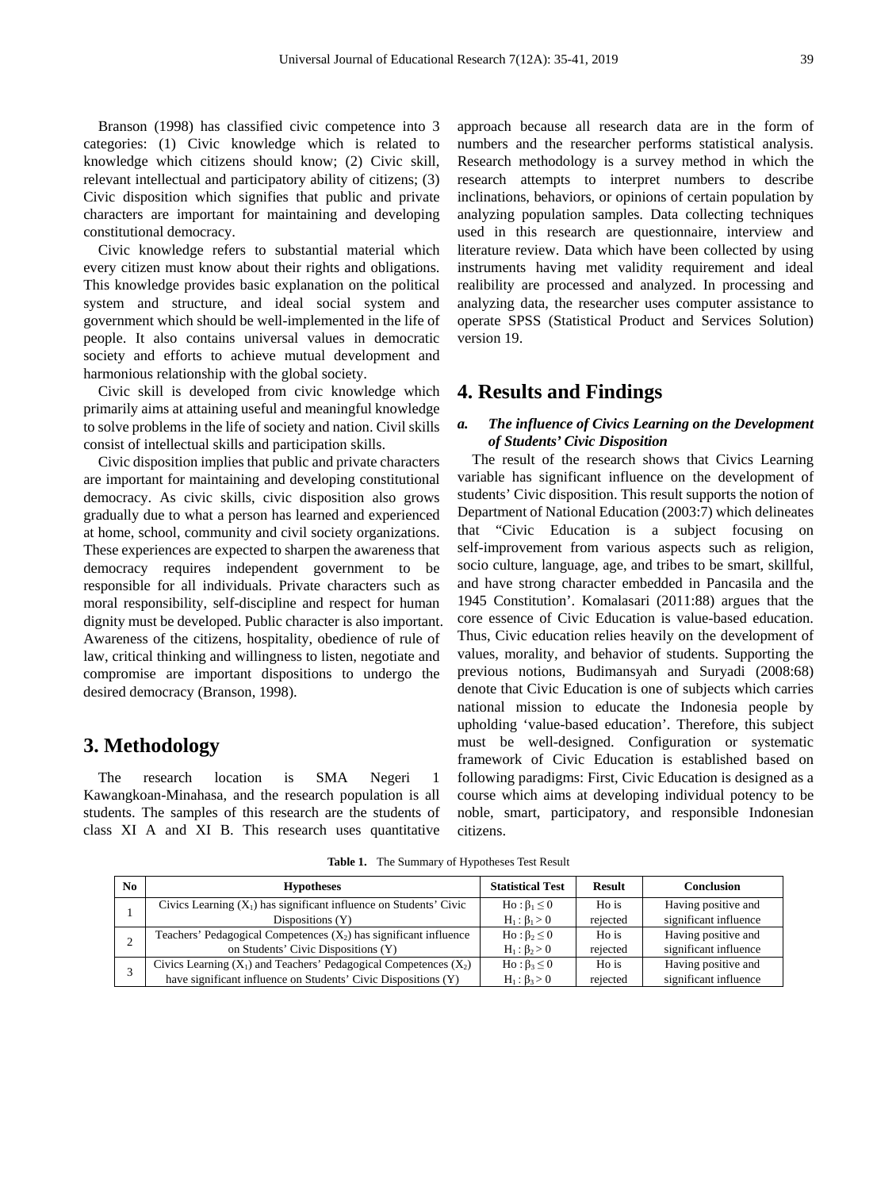Branson (1998) has classified civic competence into 3 categories: (1) Civic knowledge which is related to knowledge which citizens should know; (2) Civic skill, relevant intellectual and participatory ability of citizens; (3) Civic disposition which signifies that public and private characters are important for maintaining and developing constitutional democracy.

Civic knowledge refers to substantial material which every citizen must know about their rights and obligations. This knowledge provides basic explanation on the political system and structure, and ideal social system and government which should be well-implemented in the life of people. It also contains universal values in democratic society and efforts to achieve mutual development and harmonious relationship with the global society.

Civic skill is developed from civic knowledge which primarily aims at attaining useful and meaningful knowledge to solve problems in the life of society and nation. Civil skills consist of intellectual skills and participation skills.

Civic disposition implies that public and private characters are important for maintaining and developing constitutional democracy. As civic skills, civic disposition also grows gradually due to what a person has learned and experienced at home, school, community and civil society organizations. These experiences are expected to sharpen the awareness that democracy requires independent government to be responsible for all individuals. Private characters such as moral responsibility, self-discipline and respect for human dignity must be developed. Public character is also important. Awareness of the citizens, hospitality, obedience of rule of law, critical thinking and willingness to listen, negotiate and compromise are important dispositions to undergo the desired democracy (Branson, 1998).

# 3. Methodology

The research location is SMA Negeri 1 Kawangkoan-Minahasa, and the research population is all students. The samples of this research are the students of class XI A and XI B. This research uses quantitative approach because all research data are in the form of numbers and the researcher performs statistical analysis. Research methodology is a survey method in which the research attempts to interpret numbers to describe inclinations, behaviors, or opinions of certain population by analyzing population samples. Data collecting techniques used in this research are questionnaire, interview and literature review. Data which have been collected by using instruments having met validity requirement and ideal realibility are processed and analyzed. In processing and analyzing data, the researcher uses computer assistance to operate SPSS (Statistical Product and Services Solution) version 19.

# 4. Results and Findings

### *a. The influence of Civics Learning on the Development of Students' Civic Disposition*

The result of the research shows that Civics Learning variable has significant influence on the development of students' Civic disposition. This result supports the notion of Department of National Education (2003:7) which delineates that "Civic Education is a subject focusing on self-improvement from various aspects such as religion, socio culture, language, age, and tribes to be smart, skillful, and have strong character embedded in Pancasila and the 1945 Constitution'. Komalasari (2011:88) argues that the core essence of Civic Education is value-based education. Thus, Civic education relies heavily on the development of values, morality, and behavior of students. Supporting the previous notions, Budimansyah and Suryadi (2008:68) denote that Civic Education is one of subjects which carries national mission to educate the Indonesia people by upholding 'value-based education'. Therefore, this subject must be well-designed. Configuration or systematic framework of Civic Education is established based on following paradigms: First, Civic Education is designed as a course which aims at developing individual potency to be noble, smart, participatory, and responsible Indonesian citizens.

**Table 1.** The Summary of Hypotheses Test Result

| No | Hypotheses | Statistical Test | Result | Conclusion |
|---|---|---|---|---|
| 1 | Civics Learning ($X_1$) has significant influence on Students' Civic Dispositions (Y) | Ho : $\beta_1 \leq 0$<br>$H_1 : \beta_1 > 0$ | Ho is rejected | Having positive and significant influence |
| 2 | Teachers' Pedagogical Competences ($X_2$) has significant influence on Students' Civic Dispositions (Y) | Ho : $\beta_2 \leq 0$<br>$H_1 : \beta_2 > 0$ | Ho is rejected | Having positive and significant influence |
| 3 | Civics Learning ($X_1$) and Teachers' Pedagogical Competences ($X_2$) have significant influence on Students' Civic Dispositions (Y) | Ho : $\beta_3 \leq 0$<br>$H_1 : \beta_3 > 0$ | Ho is rejected | Having positive and significant influence |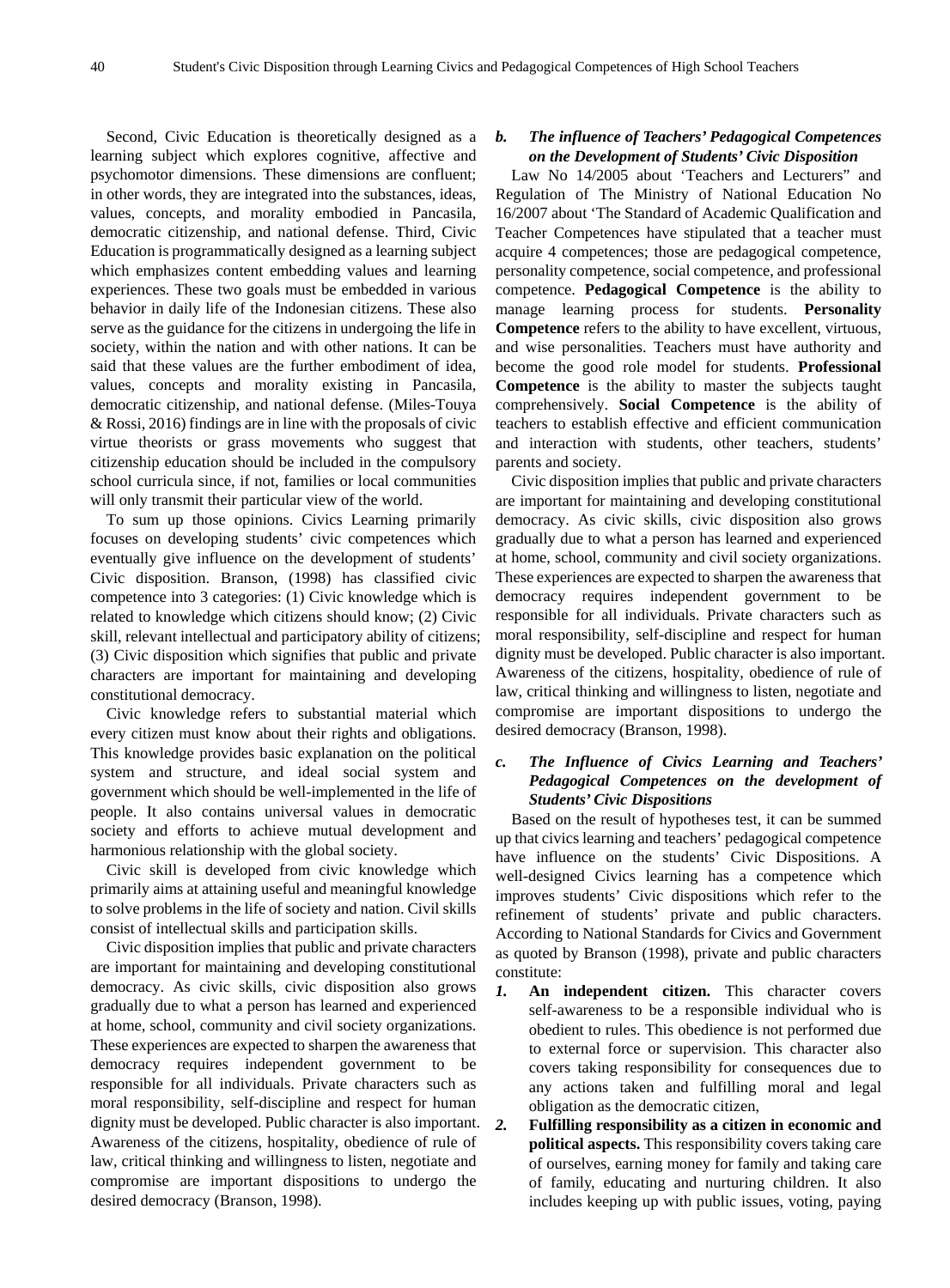Second, Civic Education is theoretically designed as a learning subject which explores cognitive, affective and psychomotor dimensions. These dimensions are confluent; in other words, they are integrated into the substances, ideas, values, concepts, and morality embodied in Pancasila, democratic citizenship, and national defense. Third, Civic Education is programmatically designed as a learning subject which emphasizes content embedding values and learning experiences. These two goals must be embedded in various behavior in daily life of the Indonesian citizens. These also serve as the guidance for the citizens in undergoing the life in society, within the nation and with other nations. It can be said that these values are the further embodiment of idea, values, concepts and morality existing in Pancasila, democratic citizenship, and national defense. (Miles-Touya & Rossi, 2016) findings are in line with the proposals of civic virtue theorists or grass movements who suggest that citizenship education should be included in the compulsory school curricula since, if not, families or local communities will only transmit their particular view of the world.

To sum up those opinions. Civics Learning primarily focuses on developing students' civic competences which eventually give influence on the development of students' Civic disposition. Branson, (1998) has classified civic competence into 3 categories: (1) Civic knowledge which is related to knowledge which citizens should know; (2) Civic skill, relevant intellectual and participatory ability of citizens; (3) Civic disposition which signifies that public and private characters are important for maintaining and developing constitutional democracy.

Civic knowledge refers to substantial material which every citizen must know about their rights and obligations. This knowledge provides basic explanation on the political system and structure, and ideal social system and government which should be well-implemented in the life of people. It also contains universal values in democratic society and efforts to achieve mutual development and harmonious relationship with the global society.

Civic skill is developed from civic knowledge which primarily aims at attaining useful and meaningful knowledge to solve problems in the life of society and nation. Civil skills consist of intellectual skills and participation skills.

Civic disposition implies that public and private characters are important for maintaining and developing constitutional democracy. As civic skills, civic disposition also grows gradually due to what a person has learned and experienced at home, school, community and civil society organizations. These experiences are expected to sharpen the awareness that democracy requires independent government to be responsible for all individuals. Private characters such as moral responsibility, self-discipline and respect for human dignity must be developed. Public character is also important. Awareness of the citizens, hospitality, obedience of rule of law, critical thinking and willingness to listen, negotiate and compromise are important dispositions to undergo the desired democracy (Branson, 1998).

### *b. The influence of Teachers' Pedagogical Competences on the Development of Students' Civic Disposition*

Law No 14/2005 about 'Teachers and Lecturers" and Regulation of The Ministry of National Education No 16/2007 about 'The Standard of Academic Qualification and Teacher Competences have stipulated that a teacher must acquire 4 competences; those are pedagogical competence, personality competence, social competence, and professional competence. **Pedagogical Competence** is the ability to manage learning process for students. **Personality Competence** refers to the ability to have excellent, virtuous, and wise personalities. Teachers must have authority and become the good role model for students. **Professional Competence** is the ability to master the subjects taught comprehensively. **Social Competence** is the ability of teachers to establish effective and efficient communication and interaction with students, other teachers, students' parents and society.

Civic disposition implies that public and private characters are important for maintaining and developing constitutional democracy. As civic skills, civic disposition also grows gradually due to what a person has learned and experienced at home, school, community and civil society organizations. These experiences are expected to sharpen the awareness that democracy requires independent government to be responsible for all individuals. Private characters such as moral responsibility, self-discipline and respect for human dignity must be developed. Public character is also important. Awareness of the citizens, hospitality, obedience of rule of law, critical thinking and willingness to listen, negotiate and compromise are important dispositions to undergo the desired democracy (Branson, 1998).

### *c. The Influence of Civics Learning and Teachers' Pedagogical Competences on the development of Students' Civic Dispositions*

Based on the result of hypotheses test, it can be summed up that civics learning and teachers' pedagogical competence have influence on the students' Civic Dispositions. A well-designed Civics learning has a competence which improves students' Civic dispositions which refer to the refinement of students' private and public characters. According to National Standards for Civics and Government as quoted by Branson (1998), private and public characters constitute:

1. **An independent citizen.** This character covers self-awareness to be a responsible individual who is obedient to rules. This obedience is not performed due to external force or supervision. This character also covers taking responsibility for consequences due to any actions taken and fulfilling moral and legal obligation as the democratic citizen,
2. **Fulfilling responsibility as a citizen in economic and political aspects.** This responsibility covers taking care of ourselves, earning money for family and taking care of family, educating and nurturing children. It also includes keeping up with public issues, voting, paying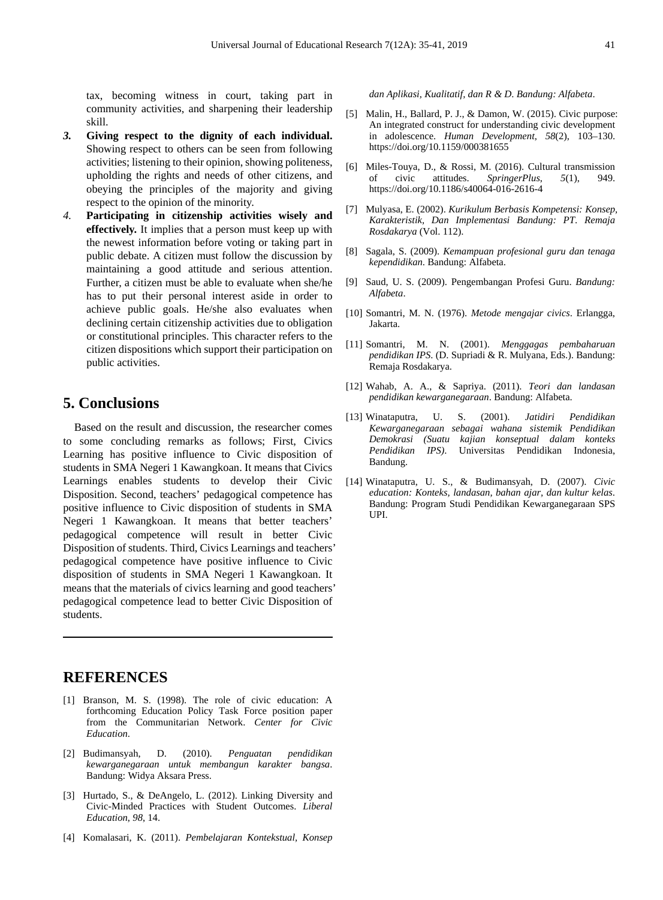tax, becoming witness in court, taking part in community activities, and sharpening their leadership skill.

3. **Giving respect to the dignity of each individual.** Showing respect to others can be seen from following activities; listening to their opinion, showing politeness, upholding the rights and needs of other citizens, and obeying the principles of the majority and giving respect to the opinion of the minority.
4. **Participating in citizenship activities wisely and effectively.** It implies that a person must keep up with the newest information before voting or taking part in public debate. A citizen must follow the discussion by maintaining a good attitude and serious attention. Further, a citizen must be able to evaluate when she/he has to put their personal interest aside in order to achieve public goals. He/she also evaluates when declining certain citizenship activities due to obligation or constitutional principles. This character refers to the citizen dispositions which support their participation on public activities.

## 5. Conclusions

Based on the result and discussion, the researcher comes to some concluding remarks as follows; First, Civics Learning has positive influence to Civic disposition of students in SMA Negeri 1 Kawangkoan. It means that Civics Learnings enables students to develop their Civic Disposition. Second, teachers' pedagogical competence has positive influence to Civic disposition of students in SMA Negeri 1 Kawangkoan. It means that better teachers' pedagogical competence will result in better Civic Disposition of students. Third, Civics Learnings and teachers' pedagogical competence have positive influence to Civic disposition of students in SMA Negeri 1 Kawangkoan. It means that the materials of civics learning and good teachers' pedagogical competence lead to better Civic Disposition of students.

## REFERENCES

[1] Branson, M. S. (1998). The role of civic education: A forthcoming Education Policy Task Force position paper from the Communitarian Network. *Center for Civic Education*.

[2] Budimansyah, D. (2010). *Penguatan pendidikan kewarganegaraan untuk membangun karakter bangsa*. Bandung: Widya Aksara Press.

[3] Hurtado, S., & DeAngelo, L. (2012). Linking Diversity and Civic-Minded Practices with Student Outcomes. *Liberal Education*, *98*, 14.

[4] Komalasari, K. (2011). *Pembelajaran Kontekstual, Konsep dan Aplikasi, Kualitatif, dan R & D. Bandung: Alfabeta*.

[5] Malin, H., Ballard, P. J., & Damon, W. (2015). Civic purpose: An integrated construct for understanding civic development in adolescence. *Human Development*, *58*(2), 103–130. https://doi.org/10.1159/000381655

[6] Miles-Touya, D., & Rossi, M. (2016). Cultural transmission of civic attitudes. *SpringerPlus*, *5*(1), 949. https://doi.org/10.1186/s40064-016-2616-4

[7] Mulyasa, E. (2002). *Kurikulum Berbasis Kompetensi: Konsep, Karakteristik, Dan Implementasi Bandung: PT. Remaja Rosdakarya* (Vol. 112).

[8] Sagala, S. (2009). *Kemampuan profesional guru dan tenaga kependidikan*. Bandung: Alfabeta.

[9] Saud, U. S. (2009). Pengembangan Profesi Guru. *Bandung: Alfabeta*.

[10] Somantri, M. N. (1976). *Metode mengajar civics*. Erlangga, Jakarta.

[11] Somantri, M. N. (2001). *Menggagas pembaharuan pendidikan IPS*. (D. Supriadi & R. Mulyana, Eds.). Bandung: Remaja Rosdakarya.

[12] Wahab, A. A., & Sapriya. (2011). *Teori dan landasan pendidikan kewarganegaraan*. Bandung: Alfabeta.

[13] Winataputra, U. S. (2001). *Jatidiri Pendidikan Kewarganegaraan sebagai wahana sistemik Pendidikan Demokrasi (Suatu kajian konseptual dalam konteks Pendidikan IPS)*. Universitas Pendidikan Indonesia, Bandung.

[14] Winataputra, U. S., & Budimansyah, D. (2007). *Civic education: Konteks, landasan, bahan ajar, dan kultur kelas*. Bandung: Program Studi Pendidikan Kewarganegaraan SPS UPI.